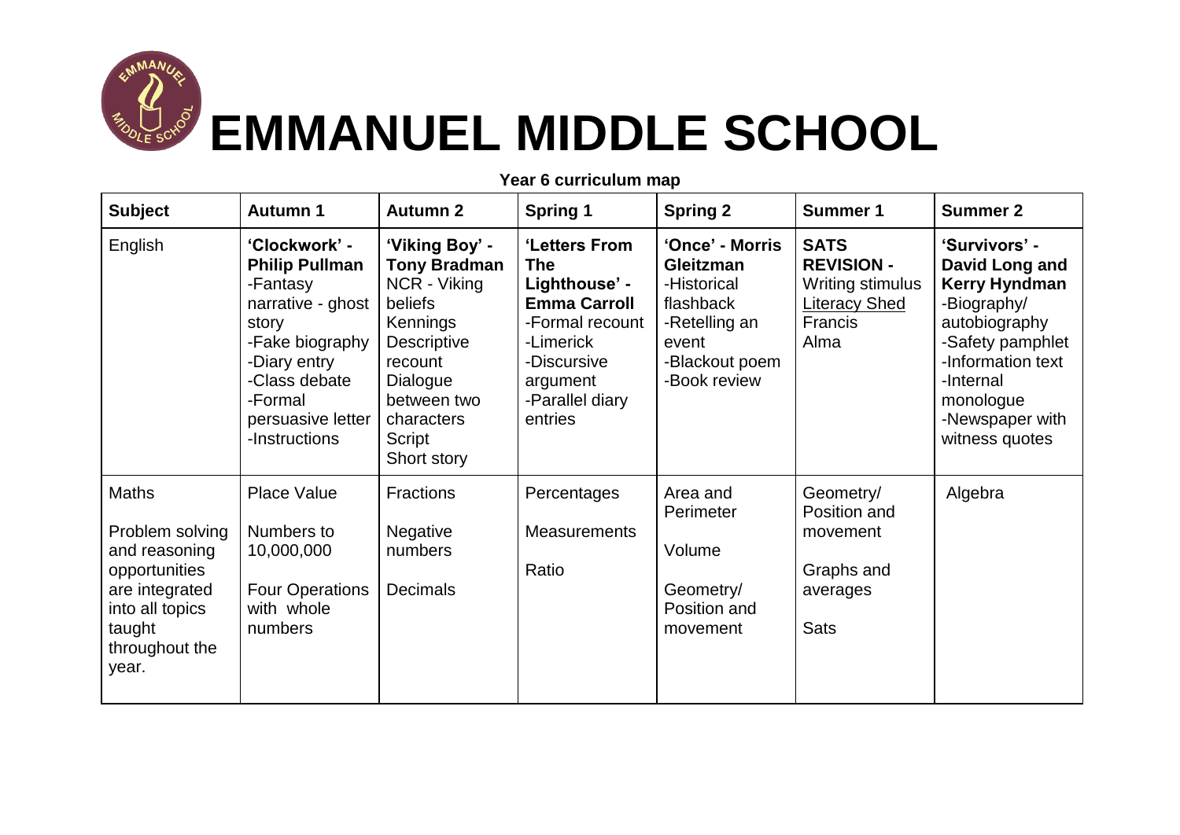# EMMANUEL MIDDLE SCHOOL

**Year 6 curriculum map**

| Subject | Autumn 1 | Autumn 2 | Spring 1 | Spring 2 | Summer 1 | Summer 2 |
|---|---|---|---|---|---|---|
| English | **'Clockwork' - Philip Pullman**<br>-Fantasy narrative - ghost story<br>-Fake biography<br>-Diary entry<br>-Class debate<br>-Formal persuasive letter<br>-Instructions | **'Viking Boy' - Tony Bradman**<br>NCR - Viking beliefs<br>Kennings<br>Descriptive recount<br>Dialogue between two characters<br>Script<br>Short story | **'Letters From The Lighthouse' - Emma Carroll**<br>-Formal recount<br>-Limerick<br>-Discursive argument<br>-Parallel diary entries | **'Once' - Morris Gleitzman**<br>-Historical flashback<br>-Retelling an event<br>-Blackout poem<br>-Book review | **SATS REVISION -**<br>Writing stimulus<br>Literacy Shed<br>Francis<br>Alma | **'Survivors' - David Long and Kerry Hyndman**<br>-Biography/ autobiography<br>-Safety pamphlet<br>-Information text<br>-Internal monologue<br>-Newspaper with witness quotes |
| Maths<br><br>Problem solving and reasoning opportunities are integrated into all topics taught throughout the year. | Place Value<br><br>Numbers to 10,000,000<br><br>Four Operations with whole numbers | Fractions<br><br>Negative numbers<br><br>Decimals | Percentages<br><br>Measurements<br><br>Ratio | Area and Perimeter<br><br>Volume<br><br>Geometry/ Position and movement | Geometry/ Position and movement<br><br>Graphs and averages<br><br>Sats | Algebra |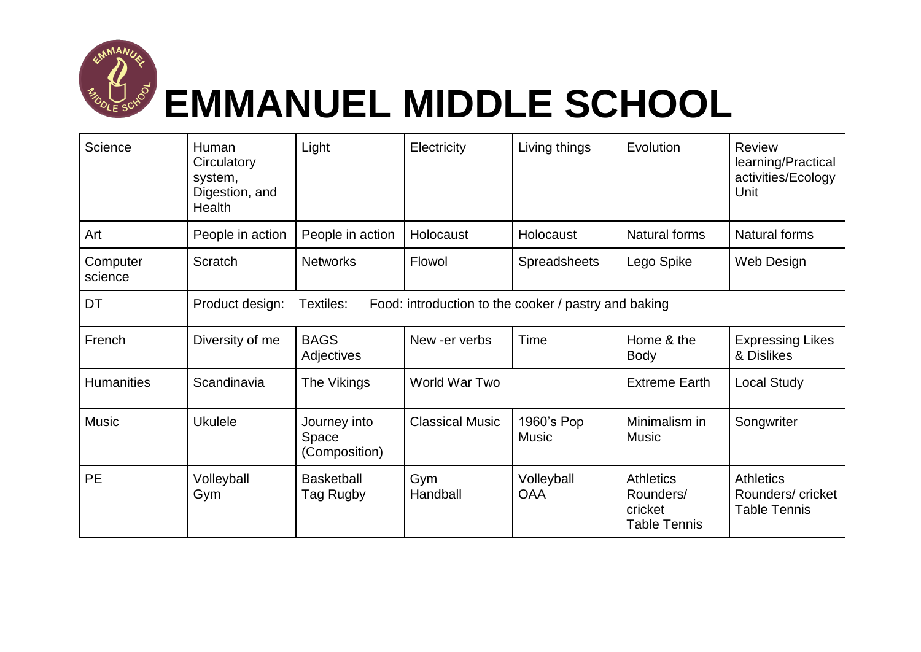# EMMANUEL MIDDLE SCHOOL

| | | | | | | |
|---|---|---|---|---|---|---|
| Science | Human Circulatory system, Digestion, and Health | Light | Electricity | Living things | Evolution | Review learning/Practical activities/Ecology Unit |
| Art | People in action | People in action | Holocaust | Holocaust | Natural forms | Natural forms |
| Computer science | Scratch | Networks | Flowol | Spreadsheets | Lego Spike | Web Design |
| DT | Product design: Textiles: Food: introduction to the cooker / pastry and baking | | | | | |
| French | Diversity of me | BAGS Adjectives | New -er verbs | Time | Home & the Body | Expressing Likes & Dislikes |
| Humanities | Scandinavia | The Vikings | World War Two | | Extreme Earth | Local Study |
| Music | Ukulele | Journey into Space (Composition) | Classical Music | 1960's Pop Music | Minimalism in Music | Songwriter |
| PE | Volleyball Gym | Basketball Tag Rugby | Gym Handball | Volleyball OAA | Athletics Rounders/ cricket Table Tennis | Athletics Rounders/ cricket Table Tennis |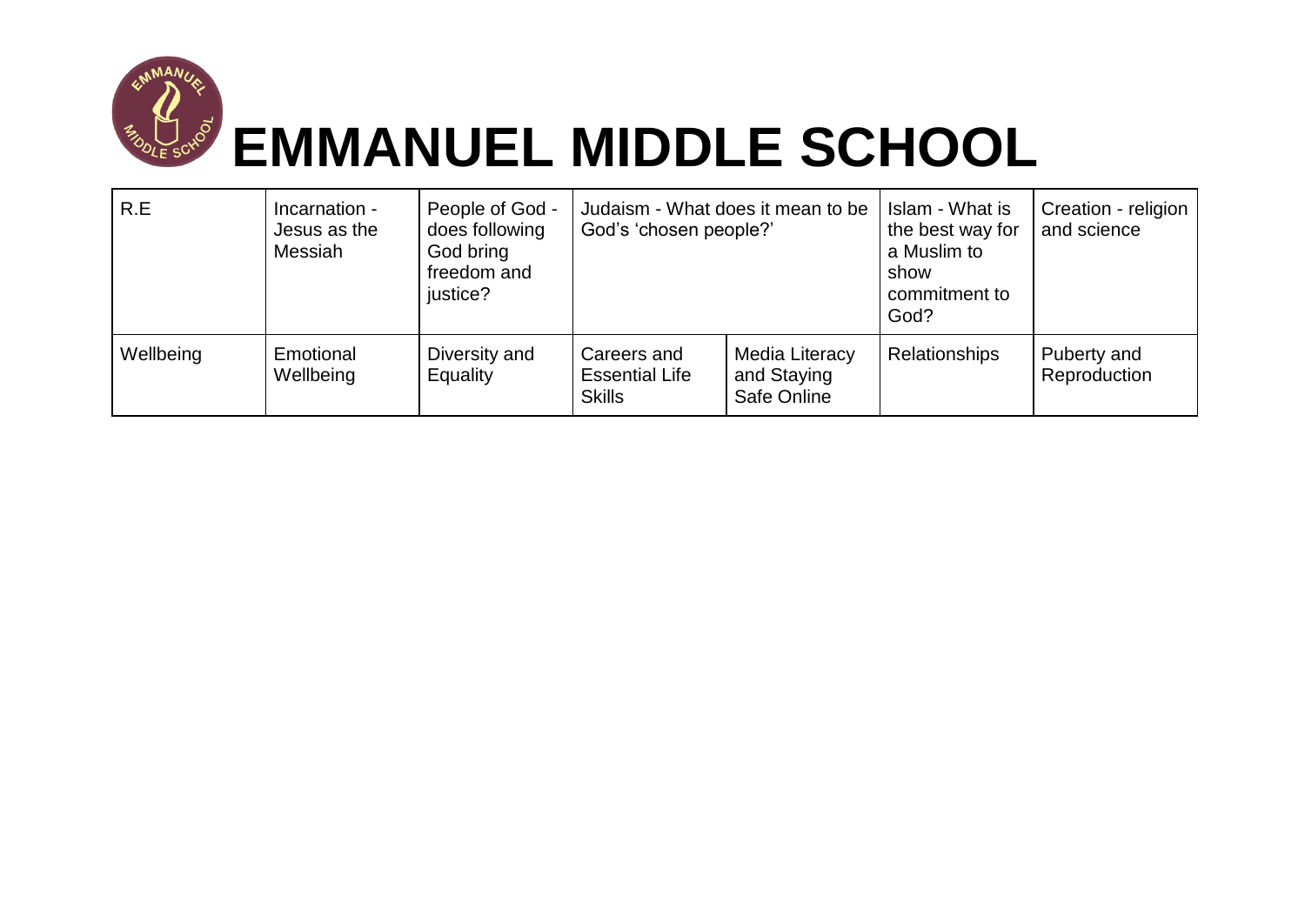| | | | | | | |
|---|---|---|---|---|---|---|
| R.E | Incarnation - Jesus as the Messiah | People of God - does following God bring freedom and justice? | Judaism - What does it mean to be God's 'chosen people?' | | Islam - What is the best way for a Muslim to show commitment to God? | Creation - religion and science |
| Wellbeing | Emotional Wellbeing | Diversity and Equality | Careers and Essential Life Skills | Media Literacy and Staying Safe Online | Relationships | Puberty and Reproduction |